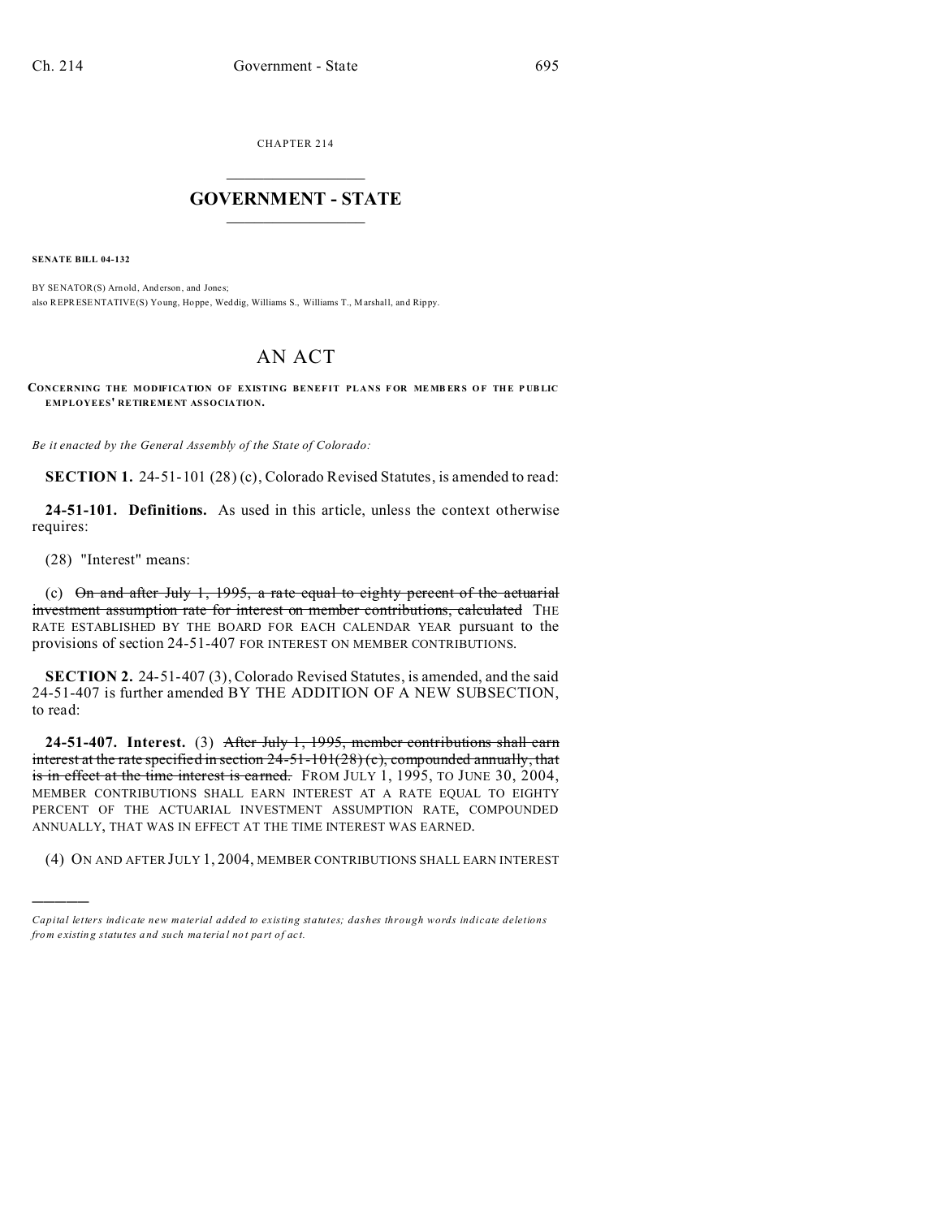CHAPTER 214

# GOVERNMENT - STATE

**SENATE BILL 04-132**

BY SENATOR(S) Arnold, Anderson, and Jones;
also REPRESENTATIVE(S) Young, Hoppe, Weddig, Williams S., Williams T., Marshall, and Rippy.

# AN ACT

**CONCERNING THE MODIFICATION OF EXISTING BENEFIT PLANS FOR MEMBERS OF THE PUBLIC EMPLOYEES' RETIREMENT ASSOCIATION.**

*Be it enacted by the General Assembly of the State of Colorado:*

**SECTION 1.** 24-51-101 (28) (c), Colorado Revised Statutes, is amended to read:

**24-51-101. Definitions.** As used in this article, unless the context otherwise requires:

(28) "Interest" means:

(c) ~~On and after July 1, 1995, a rate equal to eighty percent of the actuarial investment assumption rate for interest on member contributions, calculated~~ THE RATE ESTABLISHED BY THE BOARD FOR EACH CALENDAR YEAR pursuant to the provisions of section 24-51-407 FOR INTEREST ON MEMBER CONTRIBUTIONS.

**SECTION 2.** 24-51-407 (3), Colorado Revised Statutes, is amended, and the said 24-51-407 is further amended BY THE ADDITION OF A NEW SUBSECTION, to read:

**24-51-407. Interest.** (3) ~~After July 1, 1995, member contributions shall earn interest at the rate specified in section 24-51-101(28) (c), compounded annually, that is in effect at the time interest is earned.~~ FROM JULY 1, 1995, TO JUNE 30, 2004, MEMBER CONTRIBUTIONS SHALL EARN INTEREST AT A RATE EQUAL TO EIGHTY PERCENT OF THE ACTUARIAL INVESTMENT ASSUMPTION RATE, COMPOUNDED ANNUALLY, THAT WAS IN EFFECT AT THE TIME INTEREST WAS EARNED.

(4) ON AND AFTER JULY 1, 2004, MEMBER CONTRIBUTIONS SHALL EARN INTEREST

---

*Capital letters indicate new material added to existing statutes; dashes through words indicate deletions from existing statutes and such material not part of act.*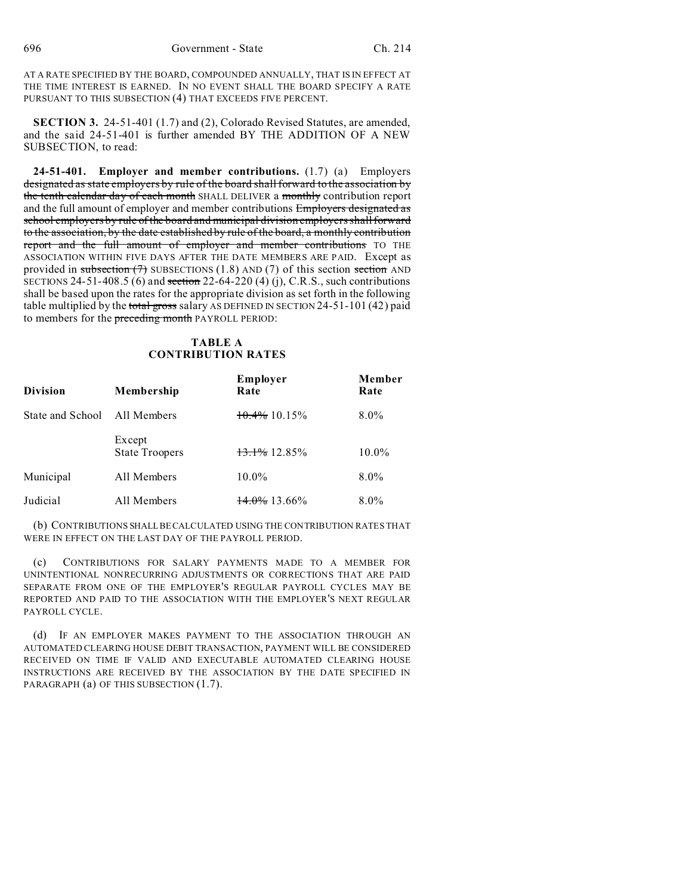AT A RATE SPECIFIED BY THE BOARD, COMPOUNDED ANNUALLY, THAT IS IN EFFECT AT THE TIME INTEREST IS EARNED. IN NO EVENT SHALL THE BOARD SPECIFY A RATE PURSUANT TO THIS SUBSECTION (4) THAT EXCEEDS FIVE PERCENT.

**SECTION 3.** 24-51-401 (1.7) and (2), Colorado Revised Statutes, are amended, and the said 24-51-401 is further amended BY THE ADDITION OF A NEW SUBSECTION, to read:

**24-51-401. Employer and member contributions.** (1.7) (a) Employers ~~designated as state employers by rule of the board shall forward to the association by the tenth calendar day of each month~~ SHALL DELIVER a ~~monthly~~ contribution report and the full amount of employer and member contributions ~~Employers designated as school employers by rule of the board and municipal division employers shall forward to the association, by the date established by rule of the board, a monthly contribution report and the full amount of employer and member contributions~~ TO THE ASSOCIATION WITHIN FIVE DAYS AFTER THE DATE MEMBERS ARE PAID. Except as provided in ~~subsection (7)~~ SUBSECTIONS (1.8) AND (7) of this section ~~section~~ AND SECTIONS 24-51-408.5 (6) and ~~section~~ 22-64-220 (4) (j), C.R.S., such contributions shall be based upon the rates for the appropriate division as set forth in the following table multiplied by the ~~total gross~~ salary AS DEFINED IN SECTION 24-51-101 (42) paid to members for the ~~preceding month~~ PAYROLL PERIOD:

**TABLE A**
**CONTRIBUTION RATES**

| Division | Membership | Employer Rate | Member Rate |
|---|---|---|---|
| State and School | All Members | ~~10.4%~~ 10.15% | 8.0% |
| | Except State Troopers | ~~13.1%~~ 12.85% | 10.0% |
| Municipal | All Members | 10.0% | 8.0% |
| Judicial | All Members | ~~14.0%~~ 13.66% | 8.0% |

(b) CONTRIBUTIONS SHALL BE CALCULATED USING THE CONTRIBUTION RATES THAT WERE IN EFFECT ON THE LAST DAY OF THE PAYROLL PERIOD.

(c) CONTRIBUTIONS FOR SALARY PAYMENTS MADE TO A MEMBER FOR UNINTENTIONAL NONRECURRING ADJUSTMENTS OR CORRECTIONS THAT ARE PAID SEPARATE FROM ONE OF THE EMPLOYER'S REGULAR PAYROLL CYCLES MAY BE REPORTED AND PAID TO THE ASSOCIATION WITH THE EMPLOYER'S NEXT REGULAR PAYROLL CYCLE.

(d) IF AN EMPLOYER MAKES PAYMENT TO THE ASSOCIATION THROUGH AN AUTOMATED CLEARING HOUSE DEBIT TRANSACTION, PAYMENT WILL BE CONSIDERED RECEIVED ON TIME IF VALID AND EXECUTABLE AUTOMATED CLEARING HOUSE INSTRUCTIONS ARE RECEIVED BY THE ASSOCIATION BY THE DATE SPECIFIED IN PARAGRAPH (a) OF THIS SUBSECTION (1.7).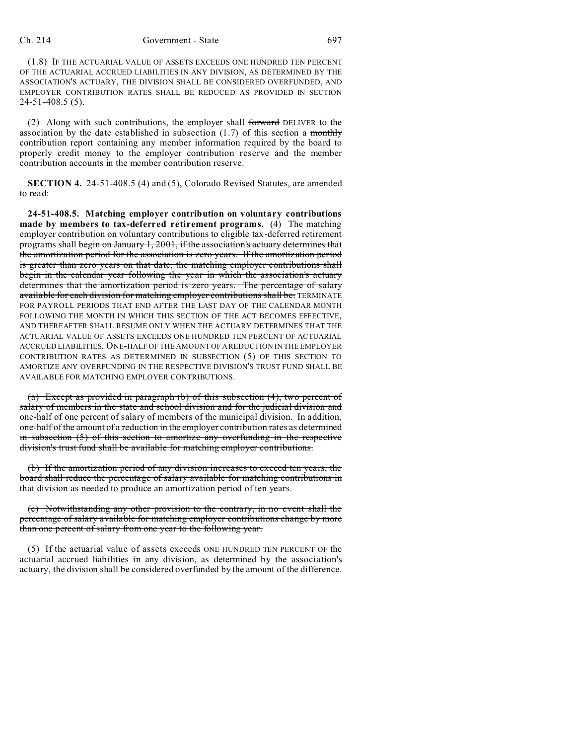(1.8) IF THE ACTUARIAL VALUE OF ASSETS EXCEEDS ONE HUNDRED TEN PERCENT OF THE ACTUARIAL ACCRUED LIABILITIES IN ANY DIVISION, AS DETERMINED BY THE ASSOCIATION'S ACTUARY, THE DIVISION SHALL BE CONSIDERED OVERFUNDED, AND EMPLOYER CONTRIBUTION RATES SHALL BE REDUCED AS PROVIDED IN SECTION 24-51-408.5 (5).

(2) Along with such contributions, the employer shall ~~forward~~ DELIVER to the association by the date established in subsection (1.7) of this section a ~~monthly~~ contribution report containing any member information required by the board to properly credit money to the employer contribution reserve and the member contribution accounts in the member contribution reserve.

**SECTION 4.** 24-51-408.5 (4) and (5), Colorado Revised Statutes, are amended to read:

**24-51-408.5. Matching employer contribution on voluntary contributions made by members to tax-deferred retirement programs.** (4) The matching employer contribution on voluntary contributions to eligible tax-deferred retirement programs shall ~~begin on January 1, 2001, if the association's actuary determines that the amortization period for the association is zero years. If the amortization period is greater than zero years on that date, the matching employer contributions shall begin in the calendar year following the year in which the association's actuary determines that the amortization period is zero years. The percentage of salary available for each division for matching employer contributions shall be:~~ TERMINATE FOR PAYROLL PERIODS THAT END AFTER THE LAST DAY OF THE CALENDAR MONTH FOLLOWING THE MONTH IN WHICH THIS SECTION OF THE ACT BECOMES EFFECTIVE, AND THEREAFTER SHALL RESUME ONLY WHEN THE ACTUARY DETERMINES THAT THE ACTUARIAL VALUE OF ASSETS EXCEEDS ONE HUNDRED TEN PERCENT OF ACTUARIAL ACCRUED LIABILITIES. ONE-HALF OF THE AMOUNT OF A REDUCTION IN THE EMPLOYER CONTRIBUTION RATES AS DETERMINED IN SUBSECTION (5) OF THIS SECTION TO AMORTIZE ANY OVERFUNDING IN THE RESPECTIVE DIVISION'S TRUST FUND SHALL BE AVAILABLE FOR MATCHING EMPLOYER CONTRIBUTIONS.

~~(a) Except as provided in paragraph (b) of this subsection (4), two percent of salary of members in the state and school division and for the judicial division and one-half of one percent of salary of members of the municipal division. In addition, one-half of the amount of a reduction in the employer contribution rates as determined in subsection (5) of this section to amortize any overfunding in the respective division's trust fund shall be available for matching employer contributions.~~

~~(b) If the amortization period of any division increases to exceed ten years, the board shall reduce the percentage of salary available for matching contributions in that division as needed to produce an amortization period of ten years.~~

~~(c) Notwithstanding any other provision to the contrary, in no event shall the percentage of salary available for matching employer contributions change by more than one percent of salary from one year to the following year.~~

(5) If the actuarial value of assets exceeds ONE HUNDRED TEN PERCENT OF the actuarial accrued liabilities in any division, as determined by the association's actuary, the division shall be considered overfunded by the amount of the difference.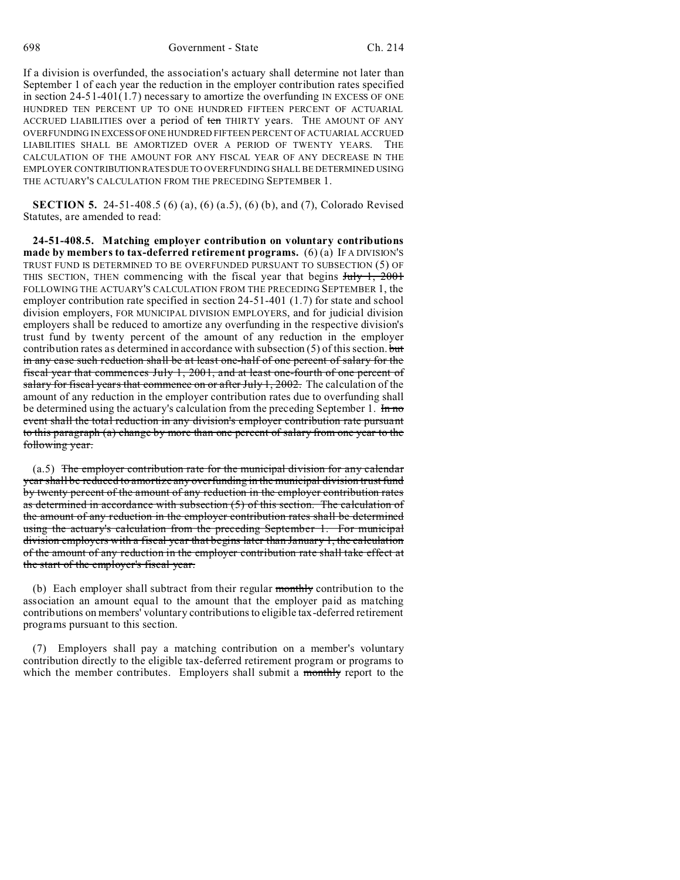If a division is overfunded, the association's actuary shall determine not later than September 1 of each year the reduction in the employer contribution rates specified in section 24-51-401(1.7) necessary to amortize the overfunding IN EXCESS OF ONE HUNDRED TEN PERCENT UP TO ONE HUNDRED FIFTEEN PERCENT OF ACTUARIAL ACCRUED LIABILITIES over a period of ~~ten~~ THIRTY years. THE AMOUNT OF ANY OVERFUNDING IN EXCESS OF ONE HUNDRED FIFTEEN PERCENT OF ACTUARIAL ACCRUED LIABILITIES SHALL BE AMORTIZED OVER A PERIOD OF TWENTY YEARS. THE CALCULATION OF THE AMOUNT FOR ANY FISCAL YEAR OF ANY DECREASE IN THE EMPLOYER CONTRIBUTION RATES DUE TO OVERFUNDING SHALL BE DETERMINED USING THE ACTUARY'S CALCULATION FROM THE PRECEDING SEPTEMBER 1.

**SECTION 5.** 24-51-408.5 (6) (a), (6) (a.5), (6) (b), and (7), Colorado Revised Statutes, are amended to read:

**24-51-408.5. Matching employer contribution on voluntary contributions made by members to tax-deferred retirement programs.** (6) (a) IF A DIVISION'S TRUST FUND IS DETERMINED TO BE OVERFUNDED PURSUANT TO SUBSECTION (5) OF THIS SECTION, THEN commencing with the fiscal year that begins ~~July 1, 2001~~ FOLLOWING THE ACTUARY'S CALCULATION FROM THE PRECEDING SEPTEMBER 1, the employer contribution rate specified in section 24-51-401 (1.7) for state and school division employers, FOR MUNICIPAL DIVISION EMPLOYERS, and for judicial division employers shall be reduced to amortize any overfunding in the respective division's trust fund by twenty percent of the amount of any reduction in the employer contribution rates as determined in accordance with subsection (5) of this section. ~~but in any case such reduction shall be at least one-half of one percent of salary for the fiscal year that commences July 1, 2001, and at least one-fourth of one percent of salary for fiscal years that commence on or after July 1, 2002.~~ The calculation of the amount of any reduction in the employer contribution rates due to overfunding shall be determined using the actuary's calculation from the preceding September 1. ~~In no event shall the total reduction in any division's employer contribution rate pursuant to this paragraph (a) change by more than one percent of salary from one year to the following year.~~

(a.5) ~~The employer contribution rate for the municipal division for any calendar year shall be reduced to amortize any overfunding in the municipal division trust fund by twenty percent of the amount of any reduction in the employer contribution rates as determined in accordance with subsection (5) of this section. The calculation of the amount of any reduction in the employer contribution rates shall be determined using the actuary's calculation from the preceding September 1. For municipal division employers with a fiscal year that begins later than January 1, the calculation of the amount of any reduction in the employer contribution rate shall take effect at the start of the employer's fiscal year.~~

(b) Each employer shall subtract from their regular ~~monthly~~ contribution to the association an amount equal to the amount that the employer paid as matching contributions on members' voluntary contributions to eligible tax-deferred retirement programs pursuant to this section.

(7) Employers shall pay a matching contribution on a member's voluntary contribution directly to the eligible tax-deferred retirement program or programs to which the member contributes. Employers shall submit a ~~monthly~~ report to the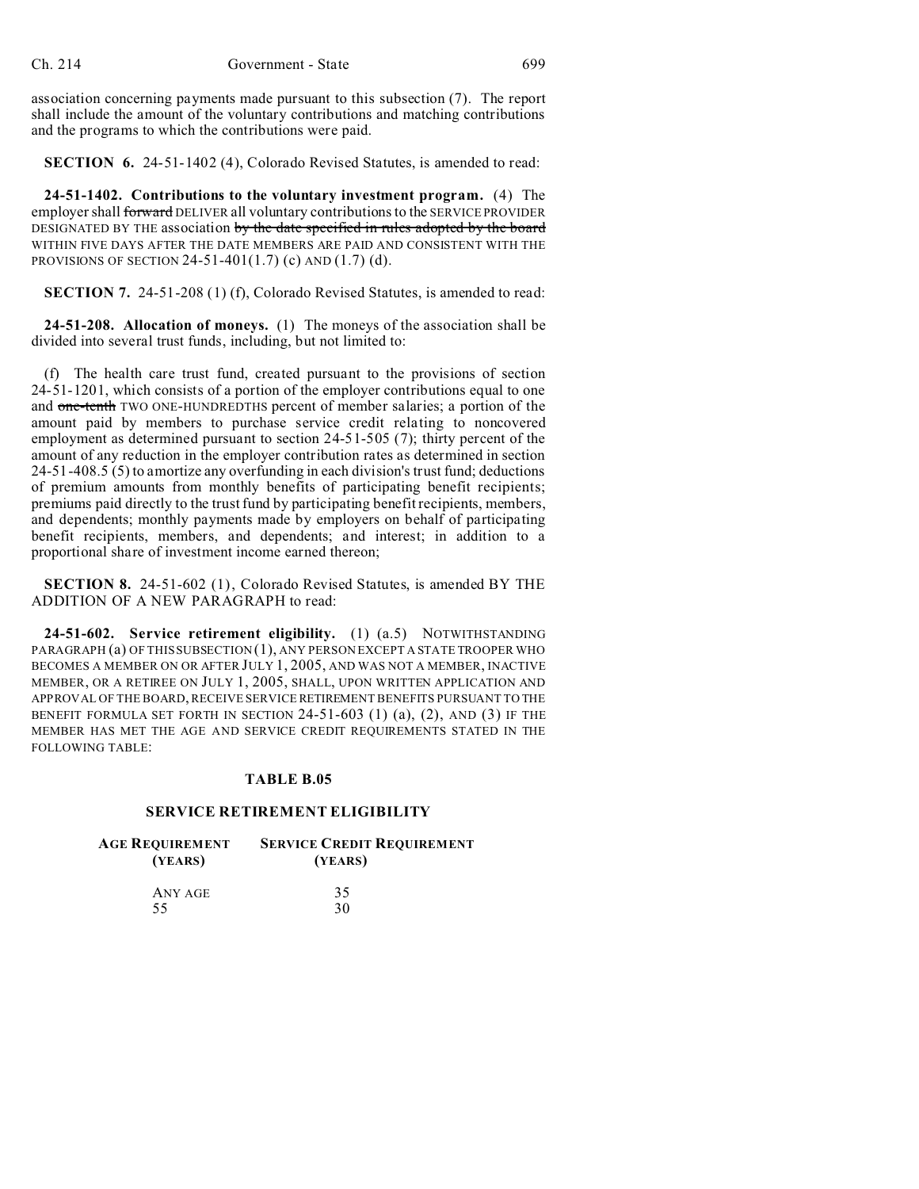association concerning payments made pursuant to this subsection (7). The report shall include the amount of the voluntary contributions and matching contributions and the programs to which the contributions were paid.

**SECTION 6.** 24-51-1402 (4), Colorado Revised Statutes, is amended to read:

**24-51-1402. Contributions to the voluntary investment program.** (4) The employer shall ~~forward~~ DELIVER all voluntary contributions to the SERVICE PROVIDER DESIGNATED BY THE association ~~by the date specified in rules adopted by the board~~ WITHIN FIVE DAYS AFTER THE DATE MEMBERS ARE PAID AND CONSISTENT WITH THE PROVISIONS OF SECTION 24-51-401(1.7) (c) AND (1.7) (d).

**SECTION 7.** 24-51-208 (1) (f), Colorado Revised Statutes, is amended to read:

**24-51-208. Allocation of moneys.** (1) The moneys of the association shall be divided into several trust funds, including, but not limited to:

(f) The health care trust fund, created pursuant to the provisions of section 24-51-1201, which consists of a portion of the employer contributions equal to one and ~~one-tenth~~ TWO ONE-HUNDREDTHS percent of member salaries; a portion of the amount paid by members to purchase service credit relating to noncovered employment as determined pursuant to section 24-51-505 (7); thirty percent of the amount of any reduction in the employer contribution rates as determined in section 24-51-408.5 (5) to amortize any overfunding in each division's trust fund; deductions of premium amounts from monthly benefits of participating benefit recipients; premiums paid directly to the trust fund by participating benefit recipients, members, and dependents; monthly payments made by employers on behalf of participating benefit recipients, members, and dependents; and interest; in addition to a proportional share of investment income earned thereon;

**SECTION 8.** 24-51-602 (1), Colorado Revised Statutes, is amended BY THE ADDITION OF A NEW PARAGRAPH to read:

**24-51-602. Service retirement eligibility.** (1) (a.5) NOTWITHSTANDING PARAGRAPH (a) OF THIS SUBSECTION (1), ANY PERSON EXCEPT A STATE TROOPER WHO BECOMES A MEMBER ON OR AFTER JULY 1, 2005, AND WAS NOT A MEMBER, INACTIVE MEMBER, OR A RETIREE ON JULY 1, 2005, SHALL, UPON WRITTEN APPLICATION AND APPROVAL OF THE BOARD, RECEIVE SERVICE RETIREMENT BENEFITS PURSUANT TO THE BENEFIT FORMULA SET FORTH IN SECTION 24-51-603 (1) (a), (2), AND (3) IF THE MEMBER HAS MET THE AGE AND SERVICE CREDIT REQUIREMENTS STATED IN THE FOLLOWING TABLE:

**TABLE B.05**

**SERVICE RETIREMENT ELIGIBILITY**

| AGE REQUIREMENT (YEARS) | SERVICE CREDIT REQUIREMENT (YEARS) |
|---|---|
| ANY AGE | 35 |
| 55 | 30 |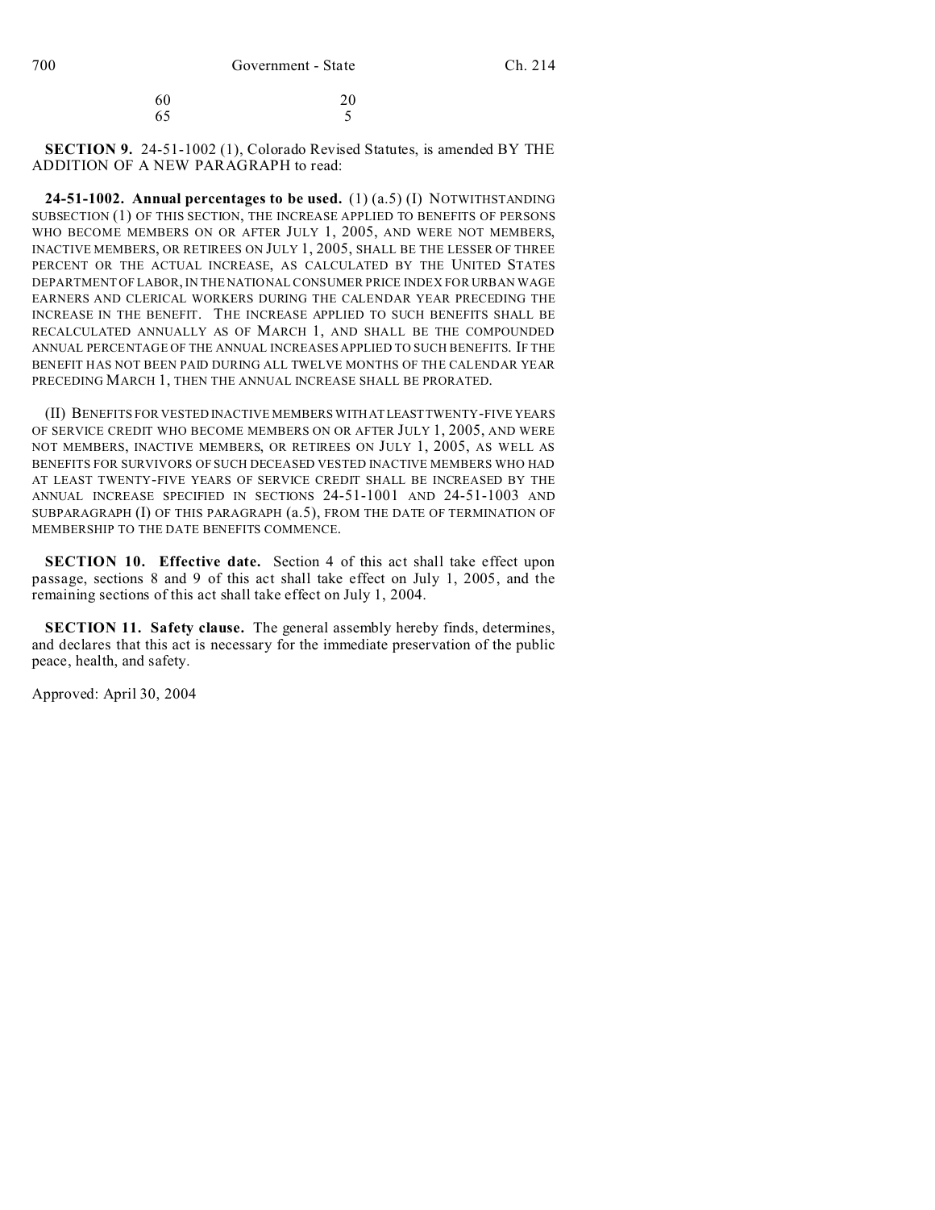| | |
|---|---|
| 60 | 20 |
| 65 | 5 |

**SECTION 9.** 24-51-1002 (1), Colorado Revised Statutes, is amended BY THE ADDITION OF A NEW PARAGRAPH to read:

**24-51-1002. Annual percentages to be used.** (1) (a.5) (I) NOTWITHSTANDING SUBSECTION (1) OF THIS SECTION, THE INCREASE APPLIED TO BENEFITS OF PERSONS WHO BECOME MEMBERS ON OR AFTER JULY 1, 2005, AND WERE NOT MEMBERS, INACTIVE MEMBERS, OR RETIREES ON JULY 1, 2005, SHALL BE THE LESSER OF THREE PERCENT OR THE ACTUAL INCREASE, AS CALCULATED BY THE UNITED STATES DEPARTMENT OF LABOR, IN THE NATIONAL CONSUMER PRICE INDEX FOR URBAN WAGE EARNERS AND CLERICAL WORKERS DURING THE CALENDAR YEAR PRECEDING THE INCREASE IN THE BENEFIT. THE INCREASE APPLIED TO SUCH BENEFITS SHALL BE RECALCULATED ANNUALLY AS OF MARCH 1, AND SHALL BE THE COMPOUNDED ANNUAL PERCENTAGE OF THE ANNUAL INCREASES APPLIED TO SUCH BENEFITS. IF THE BENEFIT HAS NOT BEEN PAID DURING ALL TWELVE MONTHS OF THE CALENDAR YEAR PRECEDING MARCH 1, THEN THE ANNUAL INCREASE SHALL BE PRORATED.

(II) BENEFITS FOR VESTED INACTIVE MEMBERS WITH AT LEAST TWENTY-FIVE YEARS OF SERVICE CREDIT WHO BECOME MEMBERS ON OR AFTER JULY 1, 2005, AND WERE NOT MEMBERS, INACTIVE MEMBERS, OR RETIREES ON JULY 1, 2005, AS WELL AS BENEFITS FOR SURVIVORS OF SUCH DECEASED VESTED INACTIVE MEMBERS WHO HAD AT LEAST TWENTY-FIVE YEARS OF SERVICE CREDIT SHALL BE INCREASED BY THE ANNUAL INCREASE SPECIFIED IN SECTIONS 24-51-1001 AND 24-51-1003 AND SUBPARAGRAPH (I) OF THIS PARAGRAPH (a.5), FROM THE DATE OF TERMINATION OF MEMBERSHIP TO THE DATE BENEFITS COMMENCE.

**SECTION 10. Effective date.** Section 4 of this act shall take effect upon passage, sections 8 and 9 of this act shall take effect on July 1, 2005, and the remaining sections of this act shall take effect on July 1, 2004.

**SECTION 11. Safety clause.** The general assembly hereby finds, determines, and declares that this act is necessary for the immediate preservation of the public peace, health, and safety.

Approved: April 30, 2004